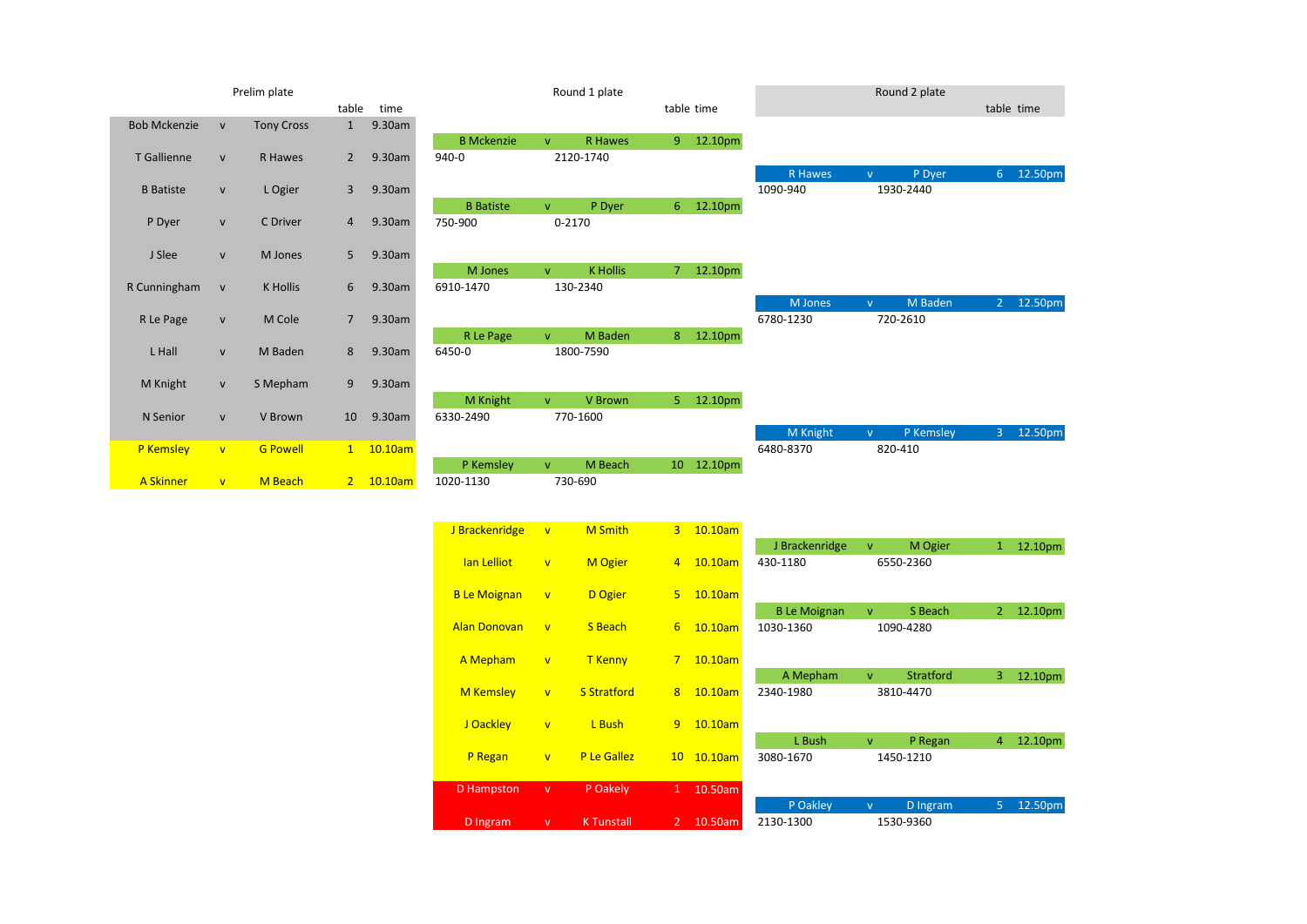## Prelim plate

| | | | table | time |
|---|---|---|---|---|
| Bob Mckenzie | v | Tony Cross | 1 | 9.30am |
| T Gallienne | v | R Hawes | 2 | 9.30am |
| B Batiste | v | L Ogier | 3 | 9.30am |
| P Dyer | v | C Driver | 4 | 9.30am |
| J Slee | v | M Jones | 5 | 9.30am |
| R Cunningham | v | K Hollis | 6 | 9.30am |
| R Le Page | v | M Cole | 7 | 9.30am |
| L Hall | v | M Baden | 8 | 9.30am |
| M Knight | v | S Mepham | 9 | 9.30am |
| N Senior | v | V Brown | 10 | 9.30am |
| P Kemsley | v | G Powell | 1 | 10.10am |
| A Skinner | v | M Beach | 2 | 10.10am |

## Round 1 plate

| | | | table | time |
|---|---|---|---|---|
| B Mckenzie | v | R Hawes | 9 | 12.10pm |
| 940-0 | | 2120-1740 | | |
| B Batiste | v | P Dyer | 6 | 12.10pm |
| 750-900 | | 0-2170 | | |
| M Jones | v | K Hollis | 7 | 12.10pm |
| 6910-1470 | | 130-2340 | | |
| R Le Page | v | M Baden | 8 | 12.10pm |
| 6450-0 | | 1800-7590 | | |
| M Knight | v | V Brown | 5 | 12.10pm |
| 6330-2490 | | 770-1600 | | |
| P Kemsley | v | M Beach | 10 | 12.10pm |
| 1020-1130 | | 730-690 | | |
| J Brackenridge | v | M Smith | 3 | 10.10am |
| Ian Lelliot | v | M Ogier | 4 | 10.10am |
| B Le Moignan | v | D Ogier | 5 | 10.10am |
| Alan Donovan | v | S Beach | 6 | 10.10am |
| A Mepham | v | T Kenny | 7 | 10.10am |
| M Kemsley | v | S Stratford | 8 | 10.10am |
| J Oackley | v | L Bush | 9 | 10.10am |
| P Regan | v | P Le Gallez | 10 | 10.10am |
| D Hampston | v | P Oakely | 1 | 10.50am |
| D Ingram | v | K Tunstall | 2 | 10.50am |

## Round 2 plate

| | | | table | time |
|---|---|---|---|---|
| R Hawes | v | P Dyer | 6 | 12.50pm |
| 1090-940 | | 1930-2440 | | |
| M Jones | v | M Baden | 2 | 12.50pm |
| 6780-1230 | | 720-2610 | | |
| M Knight | v | P Kemsley | 3 | 12.50pm |
| 6480-8370 | | 820-410 | | |
| J Brackenridge | v | M Ogier | 1 | 12.10pm |
| 430-1180 | | 6550-2360 | | |
| B Le Moignan | v | S Beach | 2 | 12.10pm |
| 1030-1360 | | 1090-4280 | | |
| A Mepham | v | Stratford | 3 | 12.10pm |
| 2340-1980 | | 3810-4470 | | |
| L Bush | v | P Regan | 4 | 12.10pm |
| 3080-1670 | | 1450-1210 | | |
| P Oakley | v | D Ingram | 5 | 12.50pm |
| 2130-1300 | | 1530-9360 | | |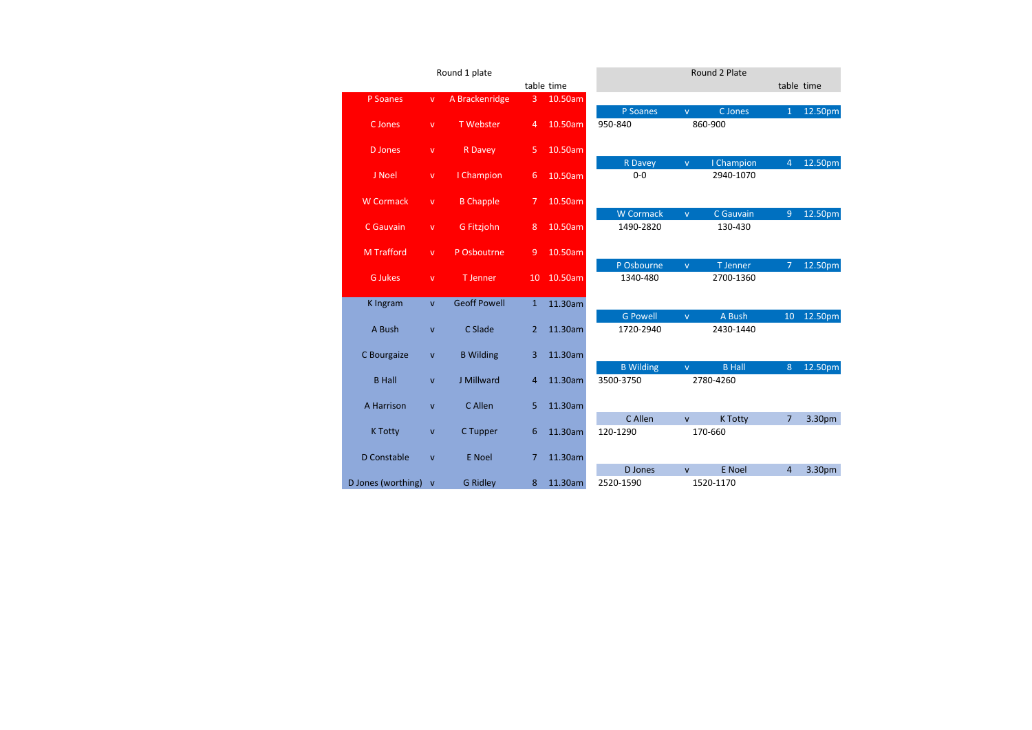## Round 1 plate

| | | | table | time |
|---|---|---|---|---|
| P Soanes | v | A Brackenridge | 3 | 10.50am |
| C Jones | v | T Webster | 4 | 10.50am |
| D Jones | v | R Davey | 5 | 10.50am |
| J Noel | v | I Champion | 6 | 10.50am |
| W Cormack | v | B Chapple | 7 | 10.50am |
| C Gauvain | v | G Fitzjohn | 8 | 10.50am |
| M Trafford | v | P Osboutrne | 9 | 10.50am |
| G Jukes | v | T Jenner | 10 | 10.50am |
| K Ingram | v | Geoff Powell | 1 | 11.30am |
| A Bush | v | C Slade | 2 | 11.30am |
| C Bourgaize | v | B Wilding | 3 | 11.30am |
| B Hall | v | J Millward | 4 | 11.30am |
| A Harrison | v | C Allen | 5 | 11.30am |
| K Totty | v | C Tupper | 6 | 11.30am |
| D Constable | v | E Noel | 7 | 11.30am |
| D Jones (worthing) | v | G Ridley | 8 | 11.30am |

## Round 2 Plate

| | | | table | time |
|---|---|---|---|---|
| P Soanes | v | C Jones | 1 | 12.50pm |
| 950-840 | | 860-900 | | |
| R Davey | v | I Champion | 4 | 12.50pm |
| 0-0 | | 2940-1070 | | |
| W Cormack | v | C Gauvain | 9 | 12.50pm |
| 1490-2820 | | 130-430 | | |
| P Osbourne | v | T Jenner | 7 | 12.50pm |
| 1340-480 | | 2700-1360 | | |
| G Powell | v | A Bush | 10 | 12.50pm |
| 1720-2940 | | 2430-1440 | | |
| B Wilding | v | B Hall | 8 | 12.50pm |
| 3500-3750 | | 2780-4260 | | |
| C Allen | v | K Totty | 7 | 3.30pm |
| 120-1290 | | 170-660 | | |
| D Jones | v | E Noel | 4 | 3.30pm |
| 2520-1590 | | 1520-1170 | | |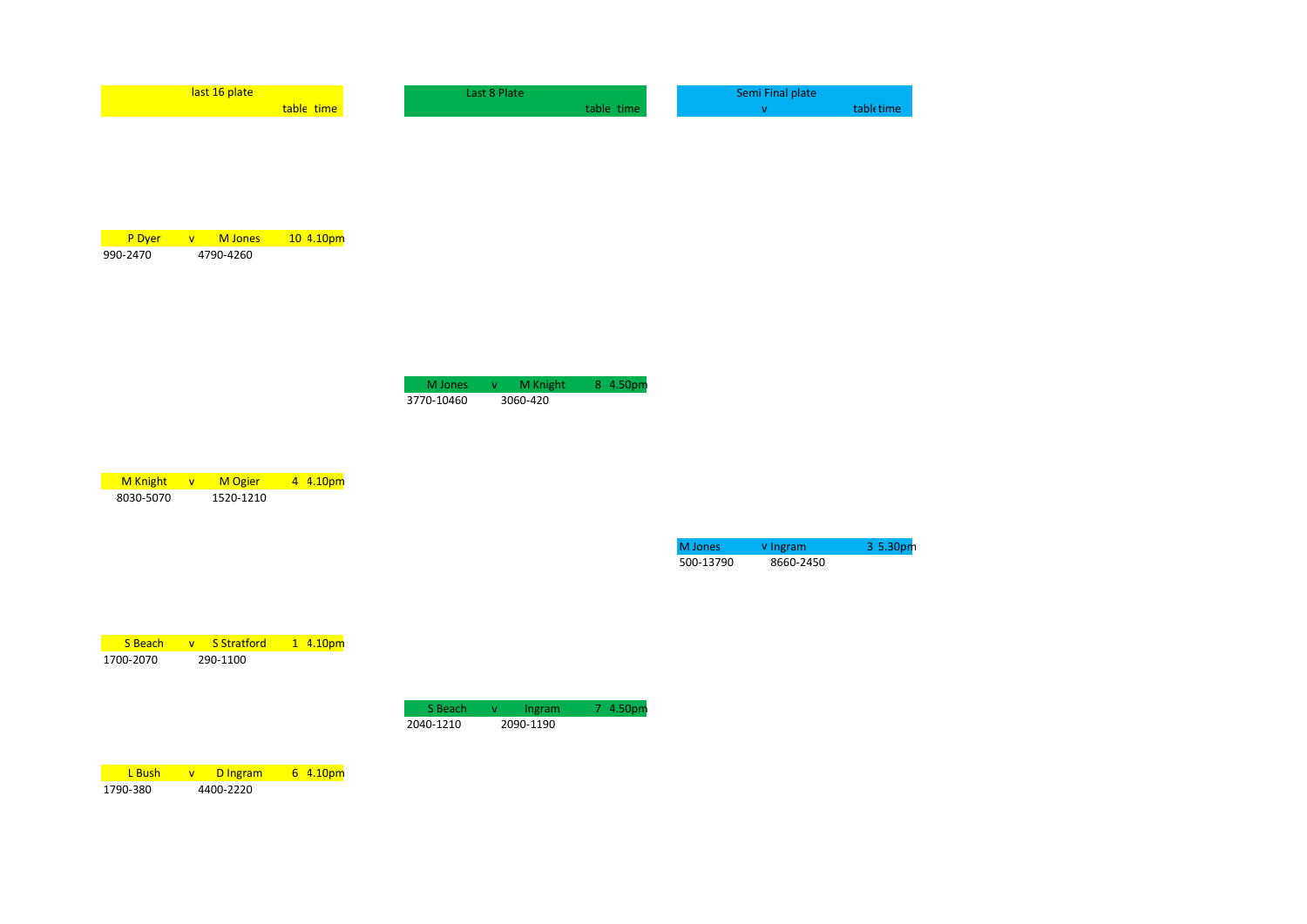## last 16 plate

| | | | table | time |
|---|---|---|---|---|
| P Dyer | v | M Jones | 10 | 4.10pm |
| 990-2470 | | 4790-4260 | | |
| M Knight | v | M Ogier | 4 | 4.10pm |
| 8030-5070 | | 1520-1210 | | |
| S Beach | v | S Stratford | 1 | 4.10pm |
| 1700-2070 | | 290-1100 | | |
| L Bush | v | D Ingram | 6 | 4.10pm |
| 1790-380 | | 4400-2220 | | |

## Last 8 Plate

| | | | table | time |
|---|---|---|---|---|
| M Jones | v | M Knight | 8 | 4.50pm |
| 3770-10460 | | 3060-420 | | |
| S Beach | v | Ingram | 7 | 4.50pm |
| 2040-1210 | | 2090-1190 | | |

## Semi Final plate

| | v | table | time |
|---|---|---|---|
| M Jones | v Ingram | 3 | 5.30pm |
| 500-13790 | 8660-2450 | | |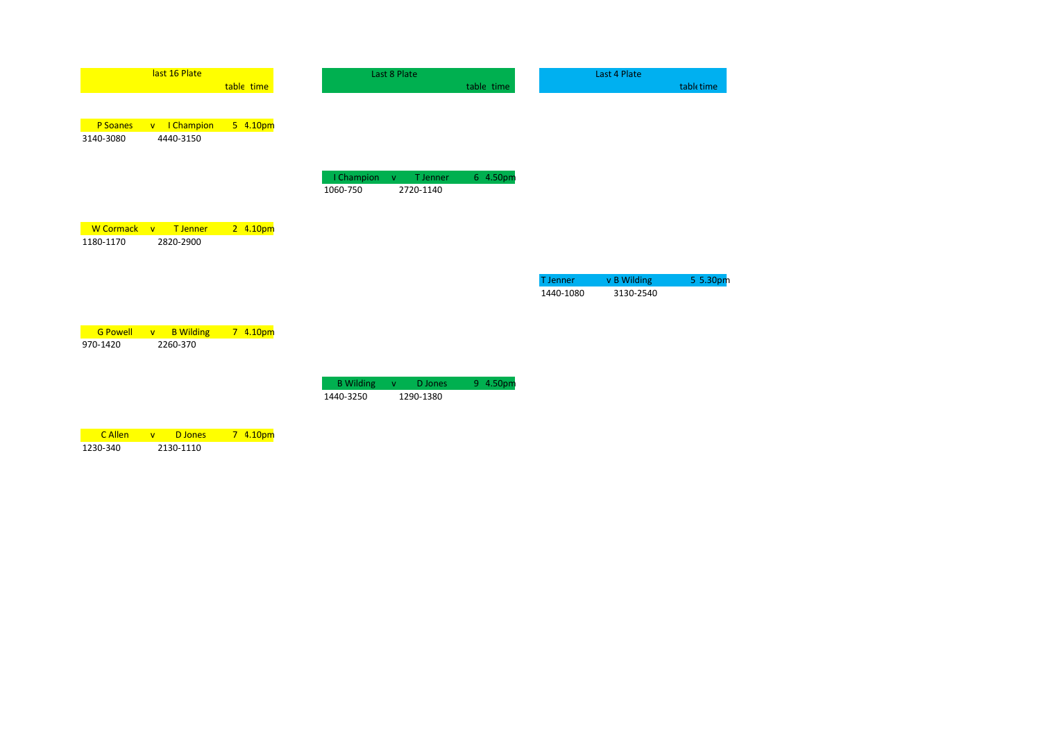## last 16 Plate

| Player | v | Player | table | time |
|---|---|---|---|---|
| P Soanes | v | I Champion | 5 | 4.10pm |
| 3140-3080 | | 4440-3150 | | |
| W Cormack | v | T Jenner | 2 | 4.10pm |
| 1180-1170 | | 2820-2900 | | |
| G Powell | v | B Wilding | 7 | 4.10pm |
| 970-1420 | | 2260-370 | | |
| C Allen | v | D Jones | 7 | 4.10pm |
| 1230-340 | | 2130-1110 | | |

## Last 8 Plate

| Player | v | Player | table | time |
|---|---|---|---|---|
| I Champion | v | T Jenner | 6 | 4.50pm |
| 1060-750 | | 2720-1140 | | |
| B Wilding | v | D Jones | 9 | 4.50pm |
| 1440-3250 | | 1290-1380 | | |

## Last 4 Plate

| Player | v | Player | table | time |
|---|---|---|---|---|
| T Jenner | v | B Wilding | 5 | 5.30pm |
| 1440-1080 | | 3130-2540 | | |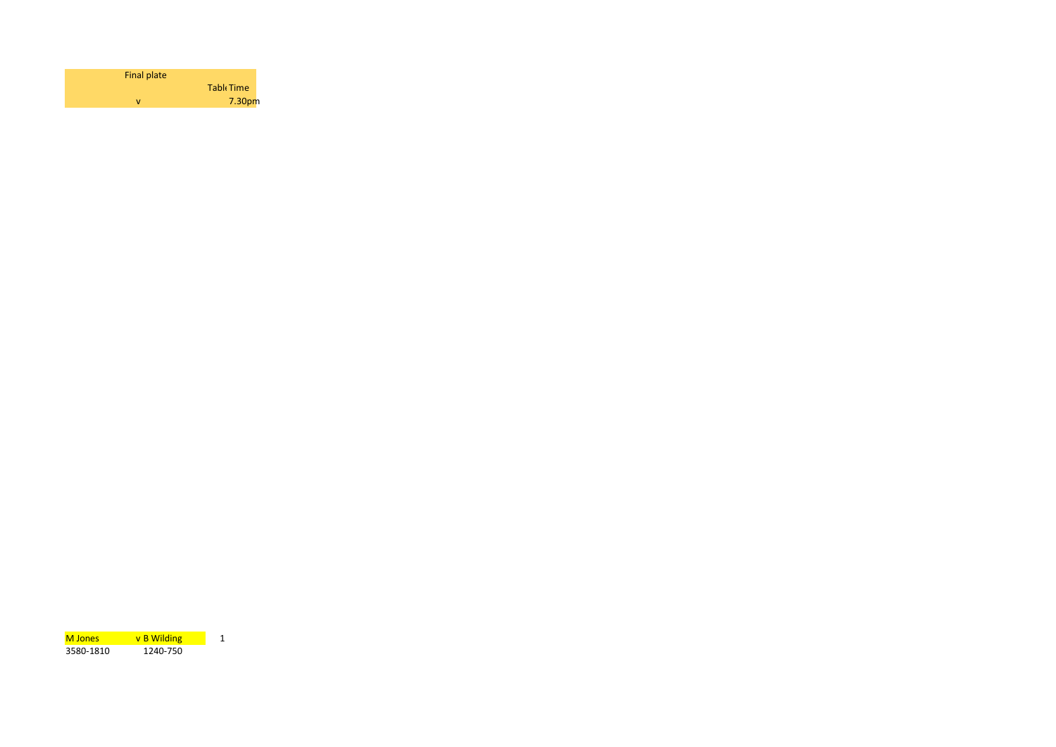| Final plate | | | |
|---|---|---|---|
| | | Table | Time |
| v | | | 7.30pm |

| | | |
|---|---|---|
| M Jones | v B Wilding | 1 |
| 3580-1810 | 1240-750 | |